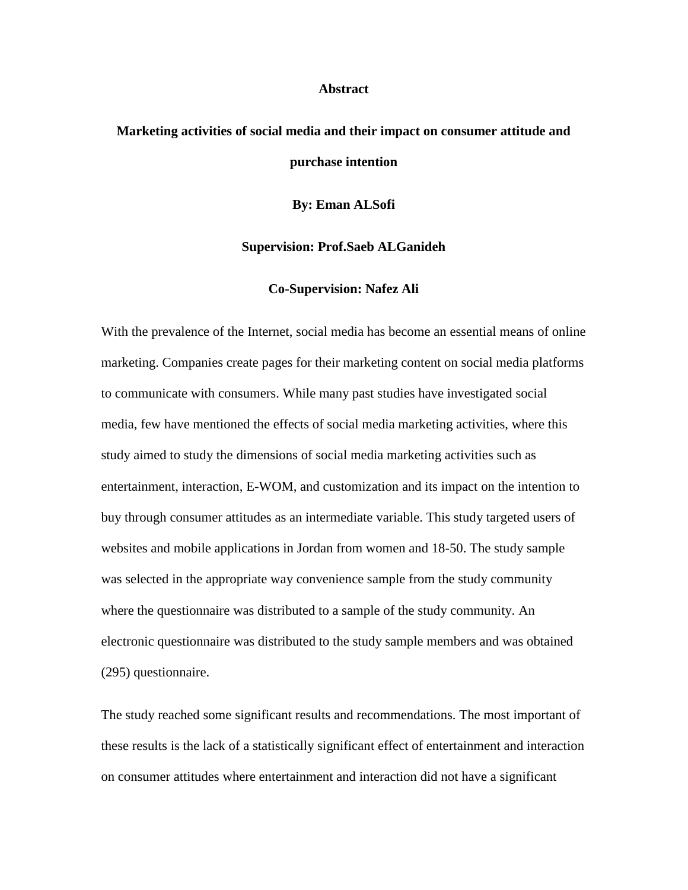# Abstract

## Marketing activities of social media and their impact on consumer attitude and purchase intention

**By: Eman ALSofi**

**Supervision: Prof.Saeb ALGanideh**

**Co-Supervision: Nafez Ali**

With the prevalence of the Internet, social media has become an essential means of online marketing. Companies create pages for their marketing content on social media platforms to communicate with consumers. While many past studies have investigated social media, few have mentioned the effects of social media marketing activities, where this study aimed to study the dimensions of social media marketing activities such as entertainment, interaction, E-WOM, and customization and its impact on the intention to buy through consumer attitudes as an intermediate variable. This study targeted users of websites and mobile applications in Jordan from women and 18-50. The study sample was selected in the appropriate way convenience sample from the study community where the questionnaire was distributed to a sample of the study community. An electronic questionnaire was distributed to the study sample members and was obtained (295) questionnaire.

The study reached some significant results and recommendations. The most important of these results is the lack of a statistically significant effect of entertainment and interaction on consumer attitudes where entertainment and interaction did not have a significant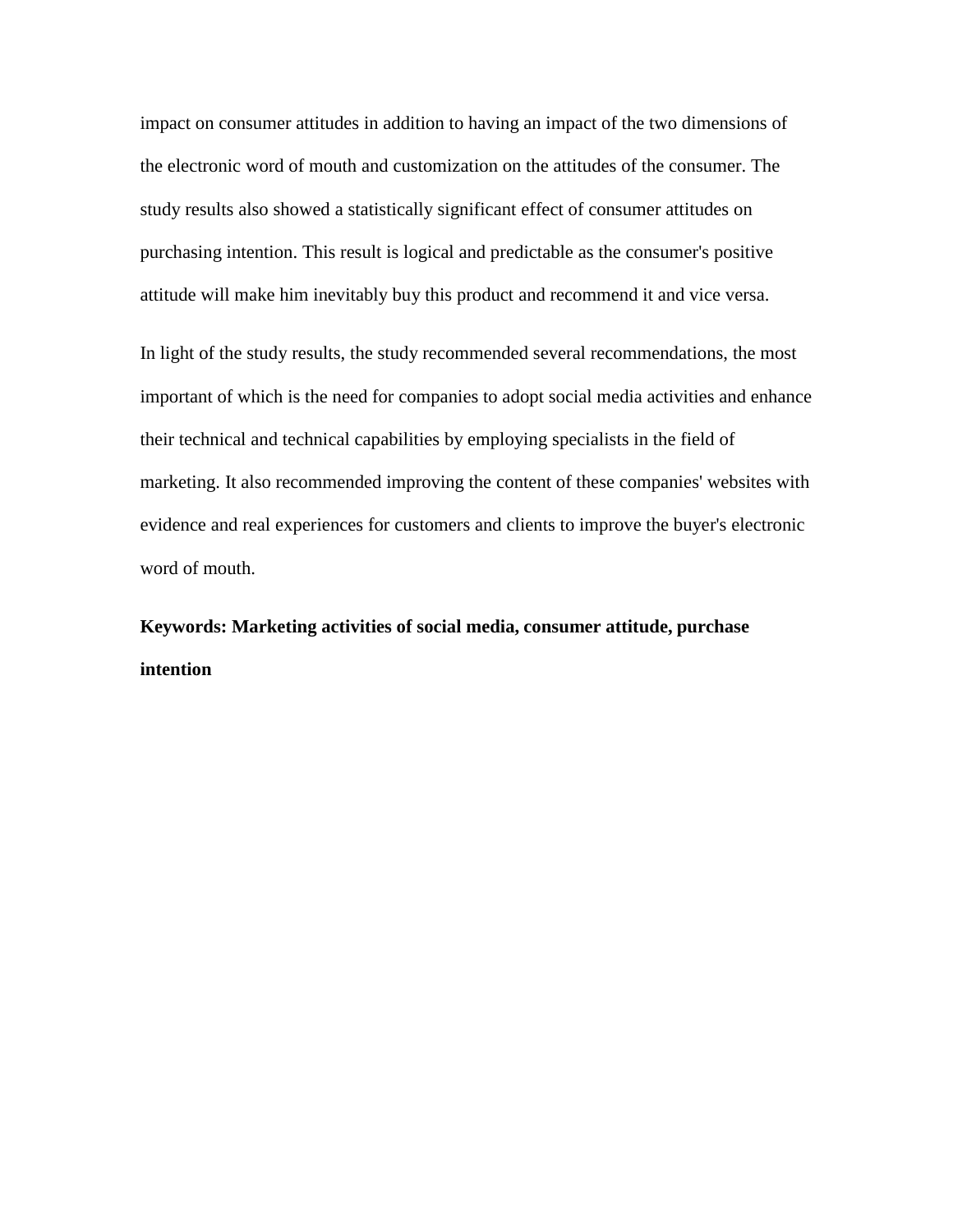impact on consumer attitudes in addition to having an impact of the two dimensions of the electronic word of mouth and customization on the attitudes of the consumer. The study results also showed a statistically significant effect of consumer attitudes on purchasing intention. This result is logical and predictable as the consumer's positive attitude will make him inevitably buy this product and recommend it and vice versa.

In light of the study results, the study recommended several recommendations, the most important of which is the need for companies to adopt social media activities and enhance their technical and technical capabilities by employing specialists in the field of marketing. It also recommended improving the content of these companies' websites with evidence and real experiences for customers and clients to improve the buyer's electronic word of mouth.

**Keywords: Marketing activities of social media, consumer attitude, purchase intention**